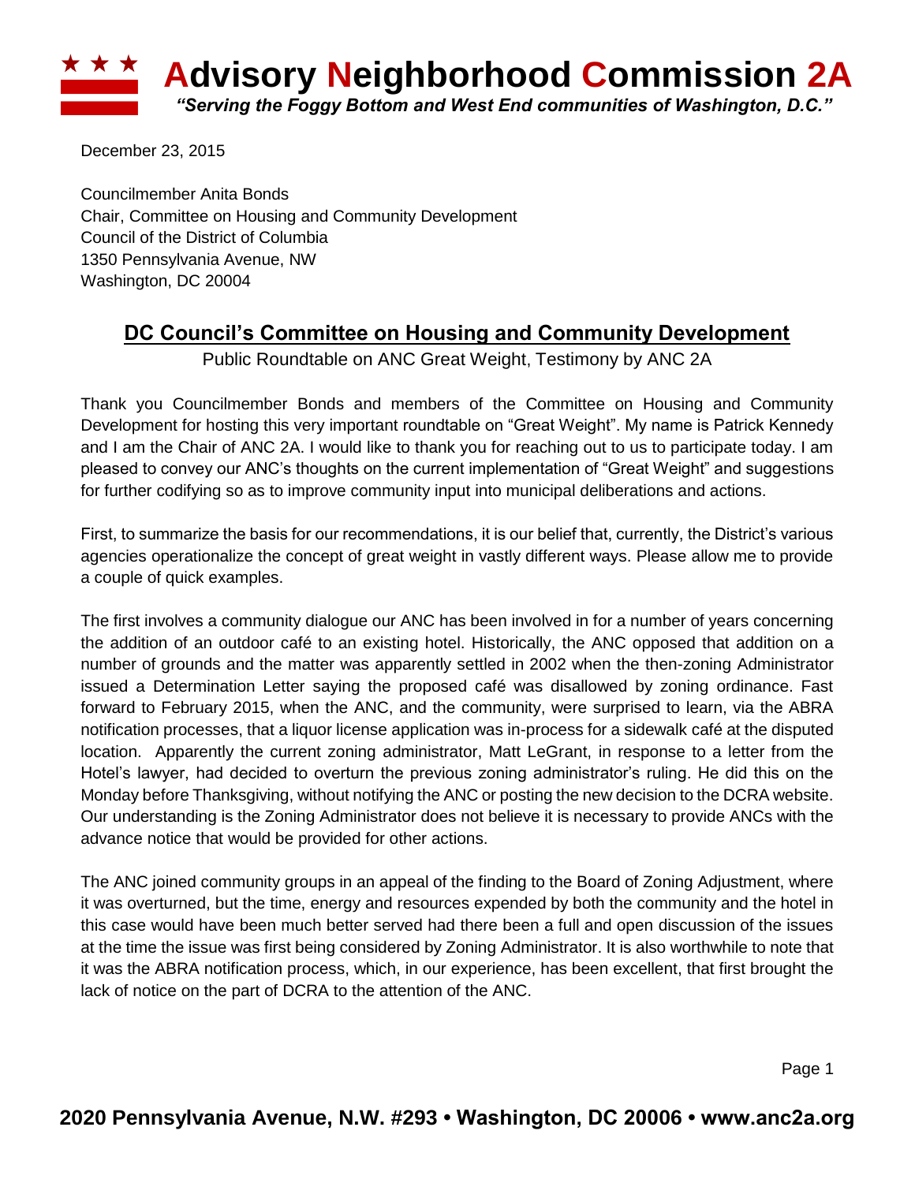# Advisory Neighborhood Commission 2A

*"Serving the Foggy Bottom and West End communities of Washington, D.C."*

December 23, 2015

Councilmember Anita Bonds
Chair, Committee on Housing and Community Development
Council of the District of Columbia
1350 Pennsylvania Avenue, NW
Washington, DC 20004

## DC Council's Committee on Housing and Community Development

Public Roundtable on ANC Great Weight, Testimony by ANC 2A

Thank you Councilmember Bonds and members of the Committee on Housing and Community Development for hosting this very important roundtable on "Great Weight". My name is Patrick Kennedy and I am the Chair of ANC 2A. I would like to thank you for reaching out to us to participate today. I am pleased to convey our ANC's thoughts on the current implementation of "Great Weight" and suggestions for further codifying so as to improve community input into municipal deliberations and actions.

First, to summarize the basis for our recommendations, it is our belief that, currently, the District's various agencies operationalize the concept of great weight in vastly different ways. Please allow me to provide a couple of quick examples.

The first involves a community dialogue our ANC has been involved in for a number of years concerning the addition of an outdoor café to an existing hotel. Historically, the ANC opposed that addition on a number of grounds and the matter was apparently settled in 2002 when the then-zoning Administrator issued a Determination Letter saying the proposed café was disallowed by zoning ordinance. Fast forward to February 2015, when the ANC, and the community, were surprised to learn, via the ABRA notification processes, that a liquor license application was in-process for a sidewalk café at the disputed location. Apparently the current zoning administrator, Matt LeGrant, in response to a letter from the Hotel's lawyer, had decided to overturn the previous zoning administrator's ruling. He did this on the Monday before Thanksgiving, without notifying the ANC or posting the new decision to the DCRA website. Our understanding is the Zoning Administrator does not believe it is necessary to provide ANCs with the advance notice that would be provided for other actions.

The ANC joined community groups in an appeal of the finding to the Board of Zoning Adjustment, where it was overturned, but the time, energy and resources expended by both the community and the hotel in this case would have been much better served had there been a full and open discussion of the issues at the time the issue was first being considered by Zoning Administrator. It is also worthwhile to note that it was the ABRA notification process, which, in our experience, has been excellent, that first brought the lack of notice on the part of DCRA to the attention of the ANC.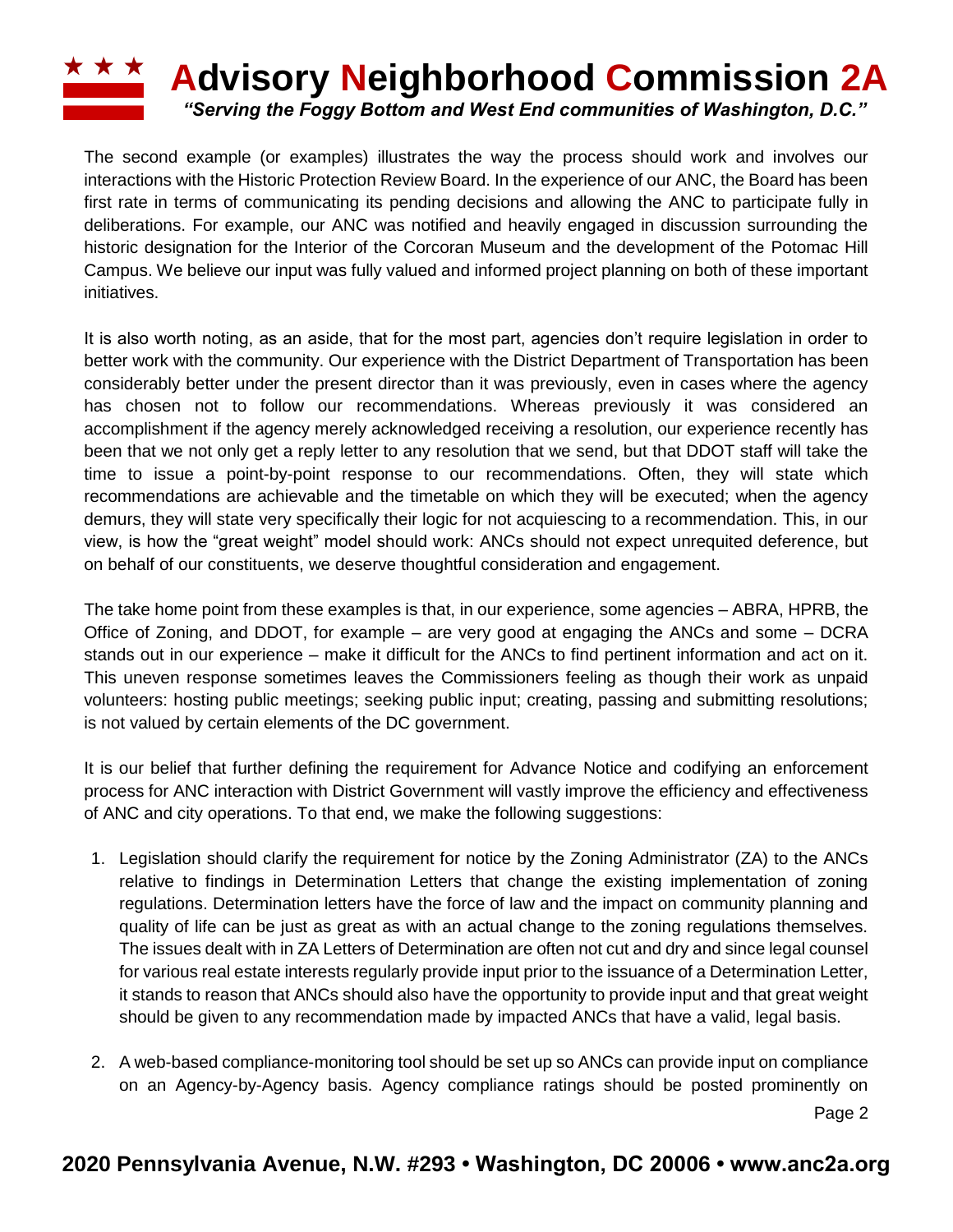The second example (or examples) illustrates the way the process should work and involves our interactions with the Historic Protection Review Board. In the experience of our ANC, the Board has been first rate in terms of communicating its pending decisions and allowing the ANC to participate fully in deliberations. For example, our ANC was notified and heavily engaged in discussion surrounding the historic designation for the Interior of the Corcoran Museum and the development of the Potomac Hill Campus. We believe our input was fully valued and informed project planning on both of these important initiatives.

It is also worth noting, as an aside, that for the most part, agencies don't require legislation in order to better work with the community. Our experience with the District Department of Transportation has been considerably better under the present director than it was previously, even in cases where the agency has chosen not to follow our recommendations. Whereas previously it was considered an accomplishment if the agency merely acknowledged receiving a resolution, our experience recently has been that we not only get a reply letter to any resolution that we send, but that DDOT staff will take the time to issue a point-by-point response to our recommendations. Often, they will state which recommendations are achievable and the timetable on which they will be executed; when the agency demurs, they will state very specifically their logic for not acquiescing to a recommendation. This, in our view, is how the "great weight" model should work: ANCs should not expect unrequited deference, but on behalf of our constituents, we deserve thoughtful consideration and engagement.

The take home point from these examples is that, in our experience, some agencies – ABRA, HPRB, the Office of Zoning, and DDOT, for example – are very good at engaging the ANCs and some – DCRA stands out in our experience – make it difficult for the ANCs to find pertinent information and act on it. This uneven response sometimes leaves the Commissioners feeling as though their work as unpaid volunteers: hosting public meetings; seeking public input; creating, passing and submitting resolutions; is not valued by certain elements of the DC government.

It is our belief that further defining the requirement for Advance Notice and codifying an enforcement process for ANC interaction with District Government will vastly improve the efficiency and effectiveness of ANC and city operations. To that end, we make the following suggestions:

1. Legislation should clarify the requirement for notice by the Zoning Administrator (ZA) to the ANCs relative to findings in Determination Letters that change the existing implementation of zoning regulations. Determination letters have the force of law and the impact on community planning and quality of life can be just as great as with an actual change to the zoning regulations themselves. The issues dealt with in ZA Letters of Determination are often not cut and dry and since legal counsel for various real estate interests regularly provide input prior to the issuance of a Determination Letter, it stands to reason that ANCs should also have the opportunity to provide input and that great weight should be given to any recommendation made by impacted ANCs that have a valid, legal basis.

2. A web-based compliance-monitoring tool should be set up so ANCs can provide input on compliance on an Agency-by-Agency basis. Agency compliance ratings should be posted prominently on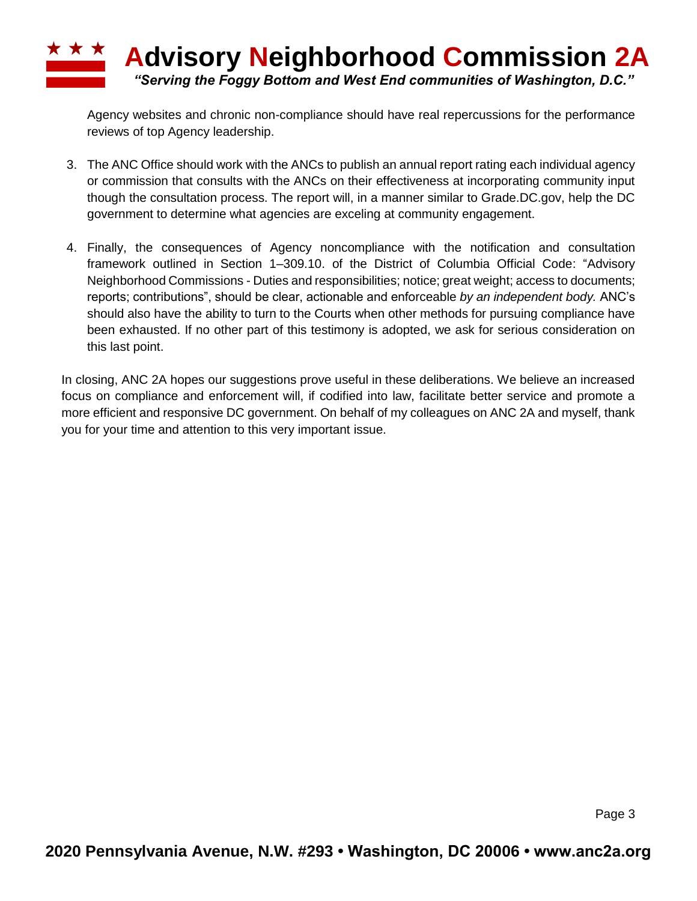Agency websites and chronic non-compliance should have real repercussions for the performance reviews of top Agency leadership.

3. The ANC Office should work with the ANCs to publish an annual report rating each individual agency or commission that consults with the ANCs on their effectiveness at incorporating community input though the consultation process. The report will, in a manner similar to Grade.DC.gov, help the DC government to determine what agencies are exceling at community engagement.

4. Finally, the consequences of Agency noncompliance with the notification and consultation framework outlined in Section 1–309.10. of the District of Columbia Official Code: "Advisory Neighborhood Commissions - Duties and responsibilities; notice; great weight; access to documents; reports; contributions", should be clear, actionable and enforceable *by an independent body.* ANC's should also have the ability to turn to the Courts when other methods for pursuing compliance have been exhausted. If no other part of this testimony is adopted, we ask for serious consideration on this last point.

In closing, ANC 2A hopes our suggestions prove useful in these deliberations. We believe an increased focus on compliance and enforcement will, if codified into law, facilitate better service and promote a more efficient and responsive DC government. On behalf of my colleagues on ANC 2A and myself, thank you for your time and attention to this very important issue.